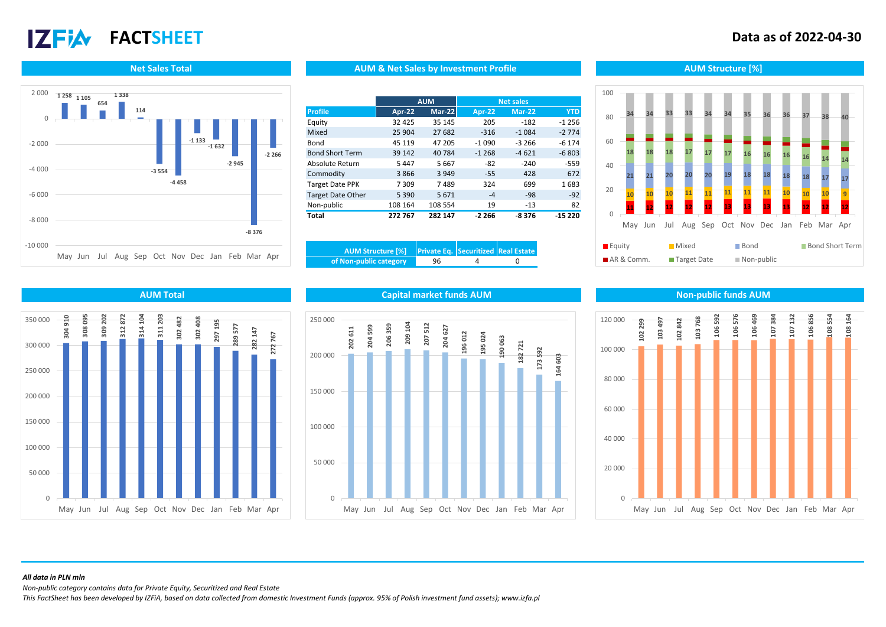# IZFiA FACTSHEET

**Data as of 2022-04-30**

## Net Sales Total

| Month | Net Sales |
|---|---|
| May | 1 258 |
| Jun | 1 105 |
| Jul | 654 |
| Aug | 1 338 |
| Sep | 114 |
| Oct | -3 554 |
| Nov | -4 458 |
| Dec | -1 133 |
| Jan | -1 632 |
| Feb | -2 945 |
| Mar | -8 376 |
| Apr | -2 266 |

## AUM & Net Sales by Investment Profile

| Profile | AUM Apr-22 | AUM Mar-22 | Net sales Apr-22 | Net sales Mar-22 | Net sales YTD |
|---|---|---|---|---|---|
| Equity | 32 425 | 35 145 | 205 | -182 | -1 256 |
| Mixed | 25 904 | 27 682 | -316 | -1 084 | -2 774 |
| Bond | 45 119 | 47 205 | -1 090 | -3 266 | -6 174 |
| Bond Short Term | 39 142 | 40 784 | -1 268 | -4 621 | -6 803 |
| Absolute Return | 5 447 | 5 667 | -82 | -240 | -559 |
| Commodity | 3 866 | 3 949 | -55 | 428 | 672 |
| Target Date PPK | 7 309 | 7 489 | 324 | 699 | 1 683 |
| Target Date Other | 5 390 | 5 671 | -4 | -98 | -92 |
| Non-public | 108 164 | 108 554 | 19 | -13 | 82 |
| **Total** | **272 767** | **282 147** | **-2 266** | **-8 376** | **-15 220** |

| AUM Structure [%] | Private Eq. | Securitized | Real Estate |
|---|---|---|---|
| of Non-public category | 96 | 4 | 0 |

## AUM Structure [%]

| Month | Equity | Mixed | Bond | Bond Short Term | Non-public |
|---|---|---|---|---|---|
| May | 11 | 10 | 21 | 18 | 34 |
| Jun | 12 | 10 | 21 | 18 | 34 |
| Jul | 12 | 10 | 20 | 18 | 33 |
| Aug | 12 | 11 | 20 | 17 | 33 |
| Sep | 12 | 11 | 20 | 17 | 34 |
| Oct | 13 | 11 | 19 | 17 | 34 |
| Nov | 13 | 11 | 18 | 16 | 35 |
| Dec | 13 | 11 | 18 | 16 | 36 |
| Jan | 13 | 10 | 18 | 16 | 36 |
| Feb | 12 | 10 | 18 | 16 | 37 |
| Mar | 12 | 10 | 17 | 14 | 38 |
| Apr | 12 | 9 | 17 | 14 | 40 |

Legend: Equity, Mixed, Bond, Bond Short Term, AR & Comm., Target Date, Non-public

## AUM Total

| Month | AUM |
|---|---|
| May | 304 910 |
| Jun | 308 095 |
| Jul | 309 202 |
| Aug | 312 872 |
| Sep | 314 104 |
| Oct | 311 203 |
| Nov | 302 482 |
| Dec | 302 408 |
| Jan | 297 195 |
| Feb | 289 577 |
| Mar | 282 147 |
| Apr | 272 767 |

## Capital market funds AUM

| Month | AUM |
|---|---|
| May | 202 611 |
| Jun | 204 599 |
| Jul | 206 359 |
| Aug | 209 104 |
| Sep | 207 512 |
| Oct | 204 627 |
| Nov | 196 012 |
| Dec | 195 024 |
| Jan | 190 063 |
| Feb | 182 721 |
| Mar | 173 592 |
| Apr | 164 603 |

## Non-public funds AUM

| Month | AUM |
|---|---|
| May | 102 299 |
| Jun | 103 497 |
| Jul | 102 842 |
| Aug | 103 768 |
| Sep | 106 592 |
| Oct | 106 576 |
| Nov | 106 469 |
| Dec | 107 384 |
| Jan | 107 132 |
| Feb | 106 856 |
| Mar | 108 554 |
| Apr | 108 164 |

*All data in PLN mln*

*Non-public category contains data for Private Equity, Securitized and Real Estate*

*This FactSheet has been developed by IZFiA, based on data collected from domestic Investment Funds (approx. 95% of Polish investment fund assets); www.izfa.pl*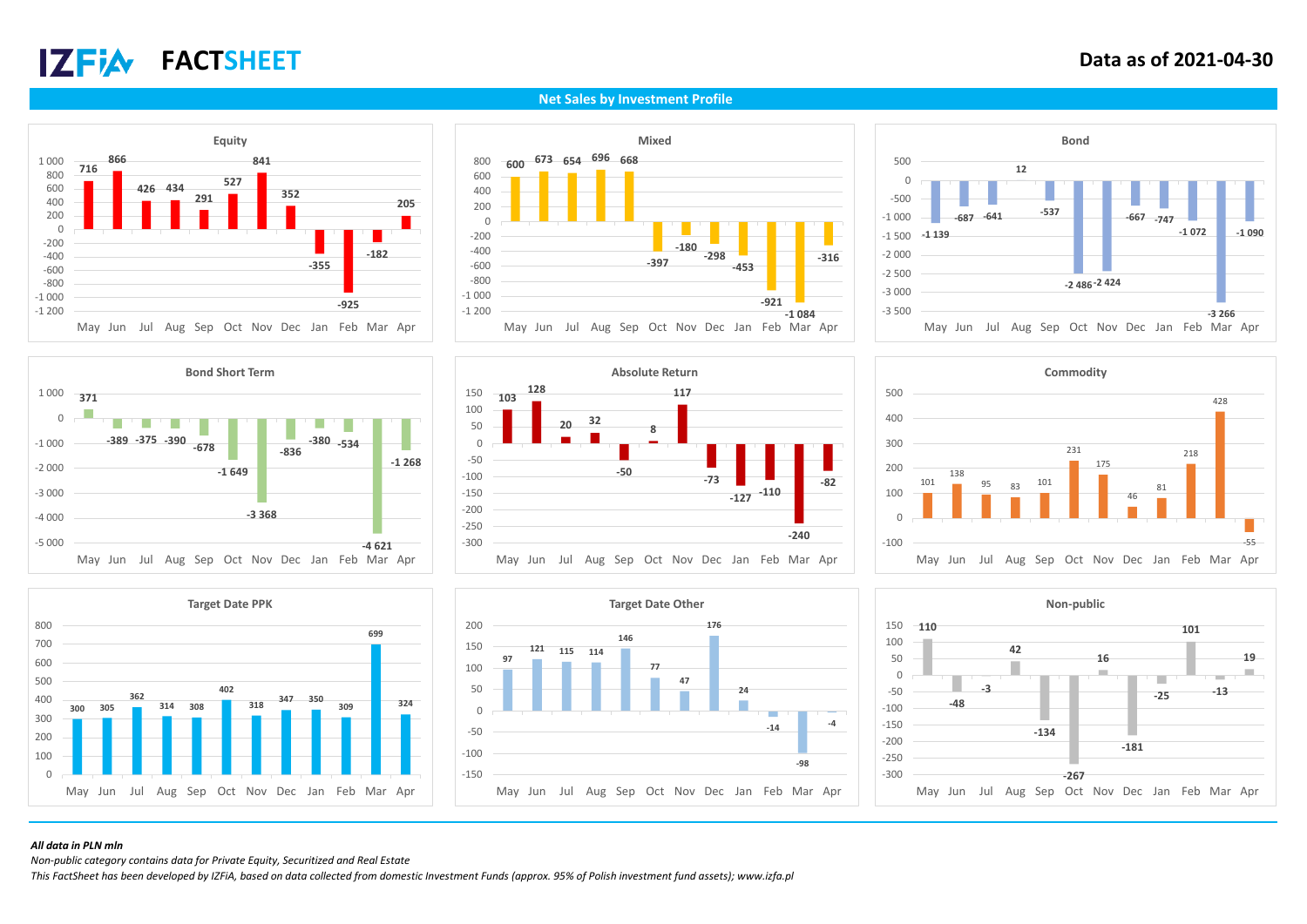# IZFiA FACTSHEET

**Data as of 2021-04-30**

## Net Sales by Investment Profile

### Equity

May Jun Jul Aug Sep Oct Nov Dec Jan Feb Mar Apr

716, 866, 426, 434, 291, 527, 841, 352, -355, -925, -182, 205

### Mixed

May Jun Jul Aug Sep Oct Nov Dec Jan Feb Mar Apr

600, 673, 654, 696, 668, -397, -180, -298, -453, -921, -1 084, -316

### Bond

May Jun Jul Aug Sep Oct Nov Dec Jan Feb Mar Apr

-1 139, -687, -641, 12, -537, -2 486, -2 424, -667, -747, -1 072, -3 266, -1 090

### Bond Short Term

May Jun Jul Aug Sep Oct Nov Dec Jan Feb Mar Apr

371, -389, -375, -390, -678, -1 649, -3 368, -836, -380, -534, -4 621, -1 268

### Absolute Return

May Jun Jul Aug Sep Oct Nov Dec Jan Feb Mar Apr

103, 128, 20, 32, -50, 8, 117, -73, -127, -110, -240, -82

### Commodity

May Jun Jul Aug Sep Oct Nov Dec Jan Feb Mar Apr

101, 138, 95, 83, 101, 231, 175, 46, 81, 218, 428, -55

### Target Date PPK

May Jun Jul Aug Sep Oct Nov Dec Jan Feb Mar Apr

300, 305, 362, 314, 308, 402, 318, 347, 350, 309, 699, 324

### Target Date Other

May Jun Jul Aug Sep Oct Nov Dec Jan Feb Mar Apr

97, 121, 115, 114, 146, 77, 47, 176, 24, -14, -98, -4

### Non-public

May Jun Jul Aug Sep Oct Nov Dec Jan Feb Mar Apr

110, -48, -3, 42, -134, -267, 16, -181, -25, 101, -13, 19

*All data in PLN mln*

*Non-public category contains data for Private Equity, Securitized and Real Estate*

*This FactSheet has been developed by IZFiA, based on data collected from domestic Investment Funds (approx. 95% of Polish investment fund assets); www.izfa.pl*